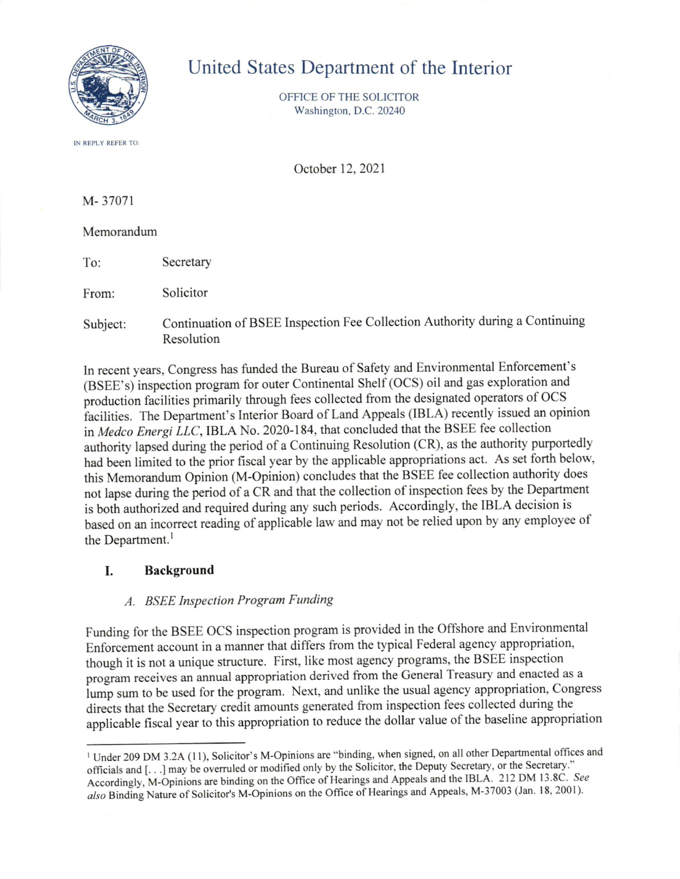# United States Department of the Interior

OFFICE OF THE SOLICITOR
Washington, D.C. 20240

IN REPLY REFER TO:

October 12, 2021

M- 37071

Memorandum

To: Secretary

From: Solicitor

Subject: Continuation of BSEE Inspection Fee Collection Authority during a Continuing Resolution

In recent years, Congress has funded the Bureau of Safety and Environmental Enforcement's (BSEE's) inspection program for outer Continental Shelf (OCS) oil and gas exploration and production facilities primarily through fees collected from the designated operators of OCS facilities. The Department's Interior Board of Land Appeals (IBLA) recently issued an opinion in *Medco Energi LLC*, IBLA No. 2020-184, that concluded that the BSEE fee collection authority lapsed during the period of a Continuing Resolution (CR), as the authority purportedly had been limited to the prior fiscal year by the applicable appropriations act. As set forth below, this Memorandum Opinion (M-Opinion) concludes that the BSEE fee collection authority does not lapse during the period of a CR and that the collection of inspection fees by the Department is both authorized and required during any such periods. Accordingly, the IBLA decision is based on an incorrect reading of applicable law and may not be relied upon by any employee of the Department.[1]

## I. Background

### *A. BSEE Inspection Program Funding*

Funding for the BSEE OCS inspection program is provided in the Offshore and Environmental Enforcement account in a manner that differs from the typical Federal agency appropriation, though it is not a unique structure. First, like most agency programs, the BSEE inspection program receives an annual appropriation derived from the General Treasury and enacted as a lump sum to be used for the program. Next, and unlike the usual agency appropriation, Congress directs that the Secretary credit amounts generated from inspection fees collected during the applicable fiscal year to this appropriation to reduce the dollar value of the baseline appropriation

---

[1] Under 209 DM 3.2A (11), Solicitor's M-Opinions are "binding, when signed, on all other Departmental offices and officials and [. . .] may be overruled or modified only by the Solicitor, the Deputy Secretary, or the Secretary." Accordingly, M-Opinions are binding on the Office of Hearings and Appeals and the IBLA. 212 DM 13.8C. *See also* Binding Nature of Solicitor's M-Opinions on the Office of Hearings and Appeals, M-37003 (Jan. 18, 2001).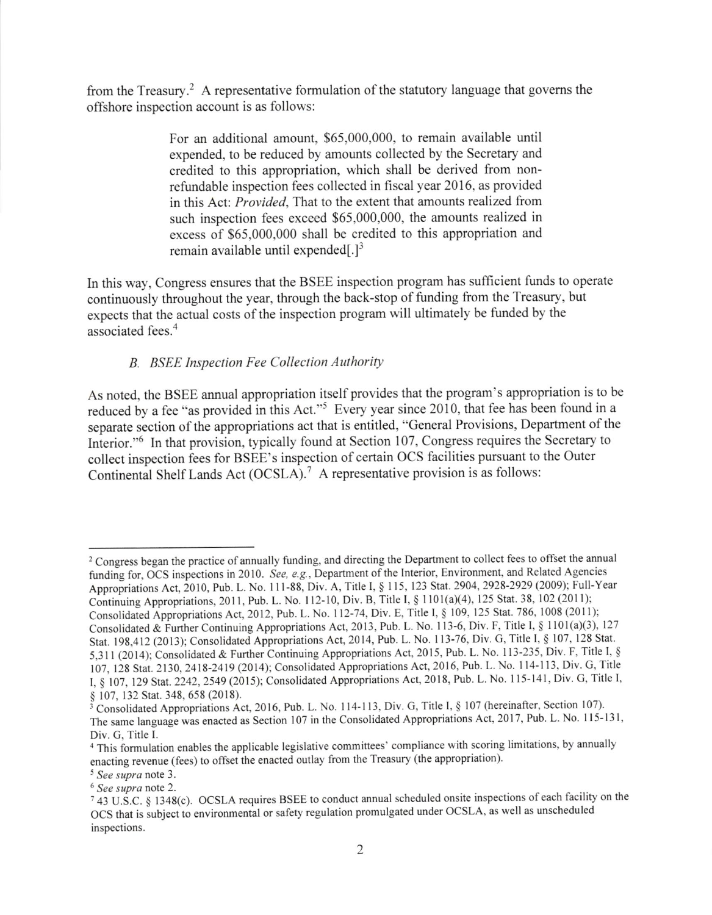from the Treasury.[2] A representative formulation of the statutory language that governs the offshore inspection account is as follows:

> For an additional amount, $65,000,000, to remain available until expended, to be reduced by amounts collected by the Secretary and credited to this appropriation, which shall be derived from non-refundable inspection fees collected in fiscal year 2016, as provided in this Act: *Provided*, That to the extent that amounts realized from such inspection fees exceed $65,000,000, the amounts realized in excess of $65,000,000 shall be credited to this appropriation and remain available until expended[.][3]

In this way, Congress ensures that the BSEE inspection program has sufficient funds to operate continuously throughout the year, through the back-stop of funding from the Treasury, but expects that the actual costs of the inspection program will ultimately be funded by the associated fees.[4]

### *B. BSEE Inspection Fee Collection Authority*

As noted, the BSEE annual appropriation itself provides that the program's appropriation is to be reduced by a fee "as provided in this Act."[5] Every year since 2010, that fee has been found in a separate section of the appropriations act that is entitled, "General Provisions, Department of the Interior."[6] In that provision, typically found at Section 107, Congress requires the Secretary to collect inspection fees for BSEE's inspection of certain OCS facilities pursuant to the Outer Continental Shelf Lands Act (OCSLA).[7] A representative provision is as follows:

---

[2] Congress began the practice of annually funding, and directing the Department to collect fees to offset the annual funding for, OCS inspections in 2010. *See, e.g.*, Department of the Interior, Environment, and Related Agencies Appropriations Act, 2010, Pub. L. No. 111-88, Div. A, Title I, § 115, 123 Stat. 2904, 2928-2929 (2009); Full-Year Continuing Appropriations, 2011, Pub. L. No. 112-10, Div. B, Title I, § 1101(a)(4), 125 Stat. 38, 102 (2011); Consolidated Appropriations Act, 2012, Pub. L. No. 112-74, Div. E, Title I, § 109, 125 Stat. 786, 1008 (2011); Consolidated & Further Continuing Appropriations Act, 2013, Pub. L. No. 113-6, Div. F, Title I, § 1101(a)(3), 127 Stat. 198,412 (2013); Consolidated Appropriations Act, 2014, Pub. L. No. 113-76, Div. G, Title I, § 107, 128 Stat. 5,311 (2014); Consolidated & Further Continuing Appropriations Act, 2015, Pub. L. No. 113-235, Div. F, Title I, § 107, 128 Stat. 2130, 2418-2419 (2014); Consolidated Appropriations Act, 2016, Pub. L. No. 114-113, Div. G, Title I, § 107, 129 Stat. 2242, 2549 (2015); Consolidated Appropriations Act, 2018, Pub. L. No. 115-141, Div. G, Title I, § 107, 132 Stat. 348, 658 (2018).

[3] Consolidated Appropriations Act, 2016, Pub. L. No. 114-113, Div. G, Title I, § 107 (hereinafter, Section 107). The same language was enacted as Section 107 in the Consolidated Appropriations Act, 2017, Pub. L. No. 115-131, Div. G, Title I.

[4] This formulation enables the applicable legislative committees' compliance with scoring limitations, by annually enacting revenue (fees) to offset the enacted outlay from the Treasury (the appropriation).

[5] *See supra* note 3.

[6] *See supra* note 2.

[7] 43 U.S.C. § 1348(c). OCSLA requires BSEE to conduct annual scheduled onsite inspections of each facility on the OCS that is subject to environmental or safety regulation promulgated under OCSLA, as well as unscheduled inspections.